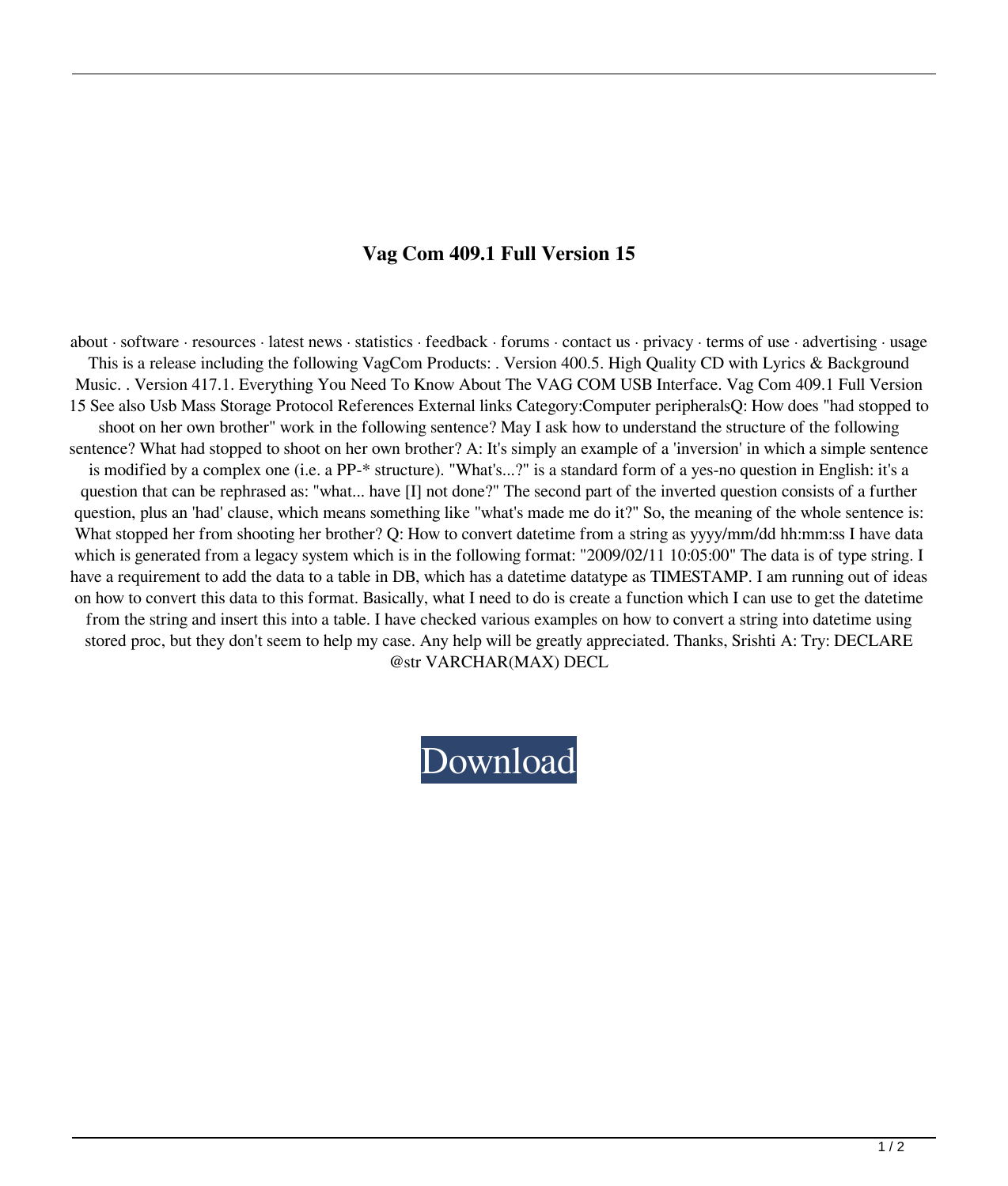# Vag Com 409.1 Full Version 15

about · software · resources · latest news · statistics · feedback · forums · contact us · privacy · terms of use · advertising · usage This is a release including the following VagCom Products: . Version 400.5. High Quality CD with Lyrics & Background Music. . Version 417.1. Everything You Need To Know About The VAG COM USB Interface. Vag Com 409.1 Full Version 15 See also Usb Mass Storage Protocol References External links Category:Computer peripheralsQ: How does "had stopped to shoot on her own brother" work in the following sentence? May I ask how to understand the structure of the following sentence? What had stopped to shoot on her own brother? A: It's simply an example of a 'inversion' in which a simple sentence is modified by a complex one (i.e. a PP-* structure). "What's...?" is a standard form of a yes-no question in English: it's a question that can be rephrased as: "what... have [I] not done?" The second part of the inverted question consists of a further question, plus an 'had' clause, which means something like "what's made me do it?" So, the meaning of the whole sentence is: What stopped her from shooting her brother? Q: How to convert datetime from a string as yyyy/mm/dd hh:mm:ss I have data which is generated from a legacy system which is in the following format: "2009/02/11 10:05:00" The data is of type string. I have a requirement to add the data to a table in DB, which has a datetime datatype as TIMESTAMP. I am running out of ideas on how to convert this data to this format. Basically, what I need to do is create a function which I can use to get the datetime from the string and insert this into a table. I have checked various examples on how to convert a string into datetime using stored proc, but they don't seem to help my case. Any help will be greatly appreciated. Thanks, Srishti A: Try: DECLARE @str VARCHAR(MAX) DECL

Download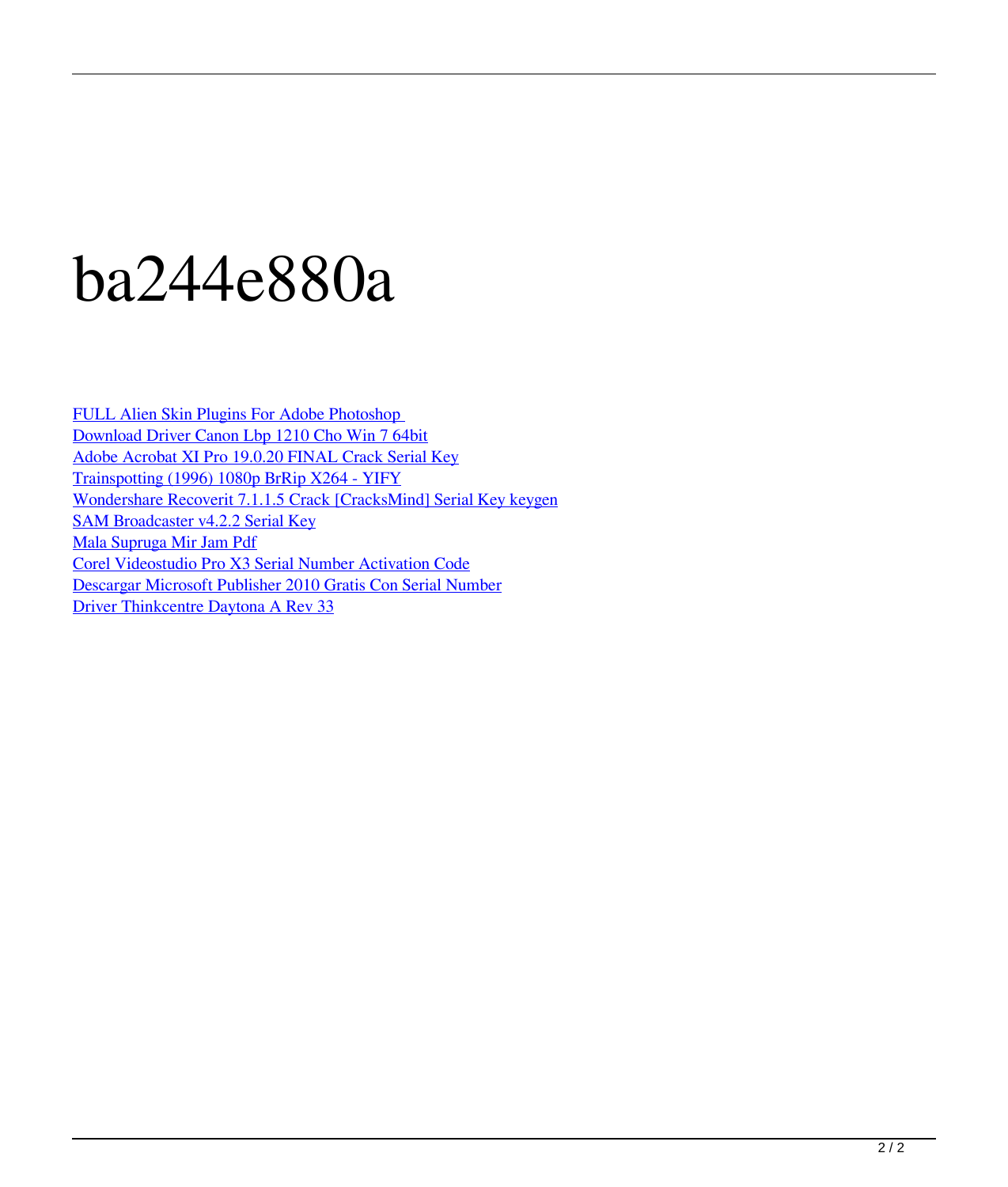# ba244e880a

[FULL Alien Skin Plugins For Adobe Photoshop](#)
[Download Driver Canon Lbp 1210 Cho Win 7 64bit](#)
[Adobe Acrobat XI Pro 19.0.20 FINAL Crack Serial Key](#)
[Trainspotting (1996) 1080p BrRip X264 - YIFY](#)
[Wondershare Recoverit 7.1.1.5 Crack [CracksMind] Serial Key keygen](#)
[SAM Broadcaster v4.2.2 Serial Key](#)
[Mala Supruga Mir Jam Pdf](#)
[Corel Videostudio Pro X3 Serial Number Activation Code](#)
[Descargar Microsoft Publisher 2010 Gratis Con Serial Number](#)
[Driver Thinkcentre Daytona A Rev 33](#)